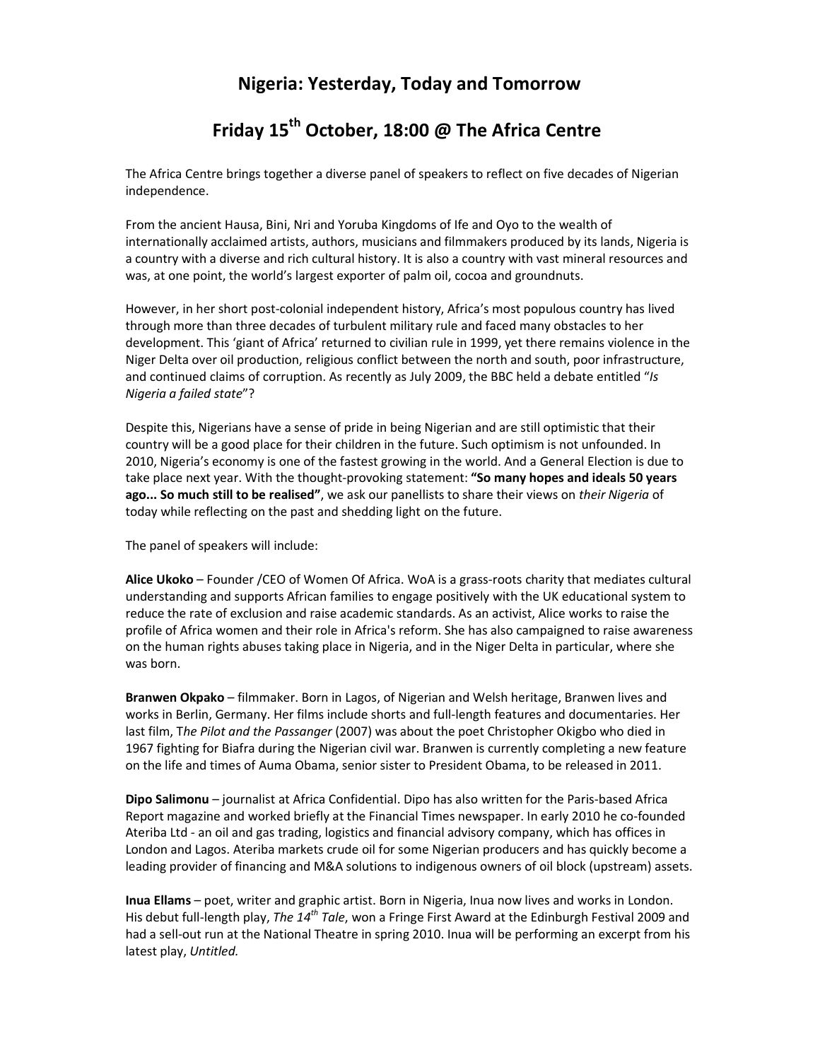# Nigeria: Yesterday, Today and Tomorrow

# Friday 15th October, 18:00 @ The Africa Centre

The Africa Centre brings together a diverse panel of speakers to reflect on five decades of Nigerian independence.

From the ancient Hausa, Bini, Nri and Yoruba Kingdoms of Ife and Oyo to the wealth of internationally acclaimed artists, authors, musicians and filmmakers produced by its lands, Nigeria is a country with a diverse and rich cultural history. It is also a country with vast mineral resources and was, at one point, the world's largest exporter of palm oil, cocoa and groundnuts.

However, in her short post-colonial independent history, Africa's most populous country has lived through more than three decades of turbulent military rule and faced many obstacles to her development. This 'giant of Africa' returned to civilian rule in 1999, yet there remains violence in the Niger Delta over oil production, religious conflict between the north and south, poor infrastructure, and continued claims of corruption. As recently as July 2009, the BBC held a debate entitled "*Is Nigeria a failed state*"?

Despite this, Nigerians have a sense of pride in being Nigerian and are still optimistic that their country will be a good place for their children in the future. Such optimism is not unfounded. In 2010, Nigeria's economy is one of the fastest growing in the world. And a General Election is due to take place next year. With the thought-provoking statement: **"So many hopes and ideals 50 years ago... So much still to be realised"**, we ask our panellists to share their views on *their Nigeria* of today while reflecting on the past and shedding light on the future.

The panel of speakers will include:

**Alice Ukoko** – Founder /CEO of Women Of Africa. WoA is a grass-roots charity that mediates cultural understanding and supports African families to engage positively with the UK educational system to reduce the rate of exclusion and raise academic standards. As an activist, Alice works to raise the profile of Africa women and their role in Africa's reform. She has also campaigned to raise awareness on the human rights abuses taking place in Nigeria, and in the Niger Delta in particular, where she was born.

**Branwen Okpako** – filmmaker. Born in Lagos, of Nigerian and Welsh heritage, Branwen lives and works in Berlin, Germany. Her films include shorts and full-length features and documentaries. Her last film, T*he Pilot and the Passanger* (2007) was about the poet Christopher Okigbo who died in 1967 fighting for Biafra during the Nigerian civil war. Branwen is currently completing a new feature on the life and times of Auma Obama, senior sister to President Obama, to be released in 2011.

**Dipo Salimonu** – journalist at Africa Confidential. Dipo has also written for the Paris-based Africa Report magazine and worked briefly at the Financial Times newspaper. In early 2010 he co-founded Ateriba Ltd - an oil and gas trading, logistics and financial advisory company, which has offices in London and Lagos. Ateriba markets crude oil for some Nigerian producers and has quickly become a leading provider of financing and M&A solutions to indigenous owners of oil block (upstream) assets.

**Inua Ellams** – poet, writer and graphic artist. Born in Nigeria, Inua now lives and works in London. His debut full-length play, *The 14th Tale*, won a Fringe First Award at the Edinburgh Festival 2009 and had a sell-out run at the National Theatre in spring 2010. Inua will be performing an excerpt from his latest play, *Untitled.*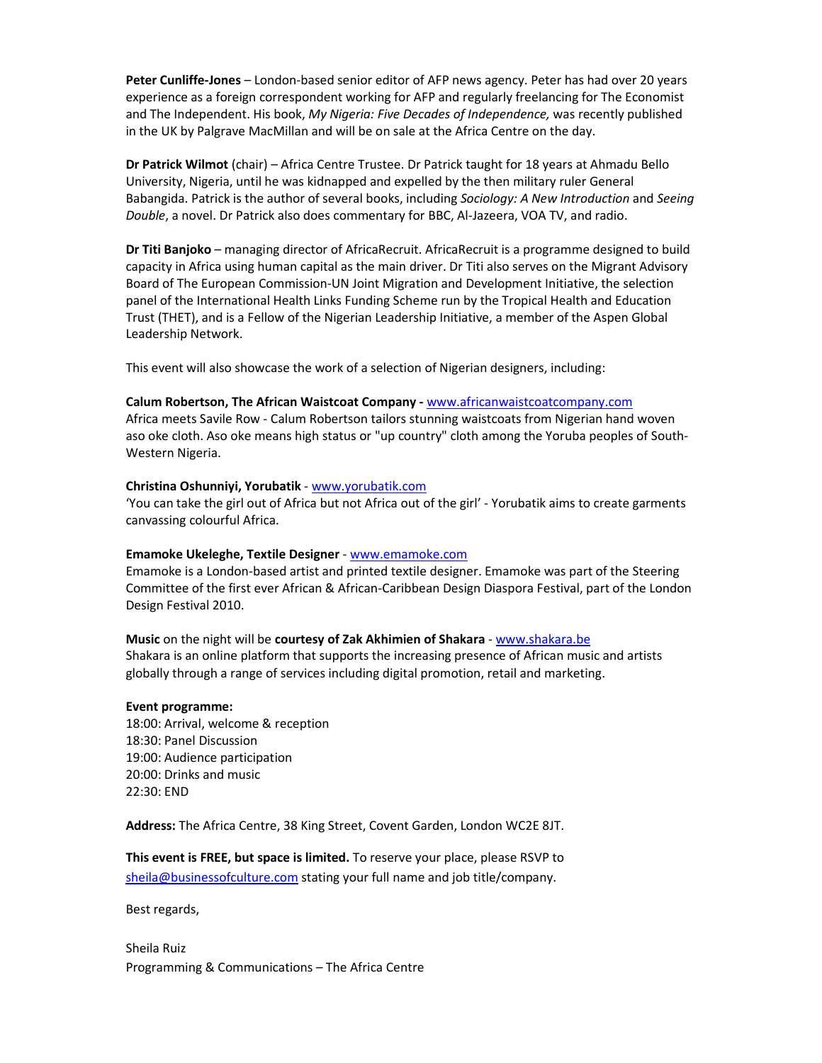**Peter Cunliffe-Jones** – London-based senior editor of AFP news agency. Peter has had over 20 years experience as a foreign correspondent working for AFP and regularly freelancing for The Economist and The Independent. His book, *My Nigeria: Five Decades of Independence,* was recently published in the UK by Palgrave MacMillan and will be on sale at the Africa Centre on the day.

**Dr Patrick Wilmot** (chair) – Africa Centre Trustee. Dr Patrick taught for 18 years at Ahmadu Bello University, Nigeria, until he was kidnapped and expelled by the then military ruler General Babangida. Patrick is the author of several books, including *Sociology: A New Introduction* and *Seeing Double*, a novel. Dr Patrick also does commentary for BBC, Al-Jazeera, VOA TV, and radio.

**Dr Titi Banjoko** – managing director of AfricaRecruit. AfricaRecruit is a programme designed to build capacity in Africa using human capital as the main driver. Dr Titi also serves on the Migrant Advisory Board of The European Commission-UN Joint Migration and Development Initiative, the selection panel of the International Health Links Funding Scheme run by the Tropical Health and Education Trust (THET), and is a Fellow of the Nigerian Leadership Initiative, a member of the Aspen Global Leadership Network.

This event will also showcase the work of a selection of Nigerian designers, including:

**Calum Robertson, The African Waistcoat Company -** www.africanwaistcoatcompany.com
Africa meets Savile Row - Calum Robertson tailors stunning waistcoats from Nigerian hand woven aso oke cloth. Aso oke means high status or "up country" cloth among the Yoruba peoples of South-Western Nigeria.

**Christina Oshunniyi, Yorubatik** - www.yorubatik.com
'You can take the girl out of Africa but not Africa out of the girl' - Yorubatik aims to create garments canvassing colourful Africa.

**Emamoke Ukeleghe, Textile Designer** - www.emamoke.com
Emamoke is a London-based artist and printed textile designer. Emamoke was part of the Steering Committee of the first ever African & African-Caribbean Design Diaspora Festival, part of the London Design Festival 2010.

**Music** on the night will be **courtesy of Zak Akhimien of Shakara** - www.shakara.be
Shakara is an online platform that supports the increasing presence of African music and artists globally through a range of services including digital promotion, retail and marketing.

**Event programme:**
18:00: Arrival, welcome & reception
18:30: Panel Discussion
19:00: Audience participation
20:00: Drinks and music
22:30: END

**Address:** The Africa Centre, 38 King Street, Covent Garden, London WC2E 8JT.

**This event is FREE, but space is limited.** To reserve your place, please RSVP to sheila@businessofculture.com stating your full name and job title/company.

Best regards,

Sheila Ruiz
Programming & Communications – The Africa Centre